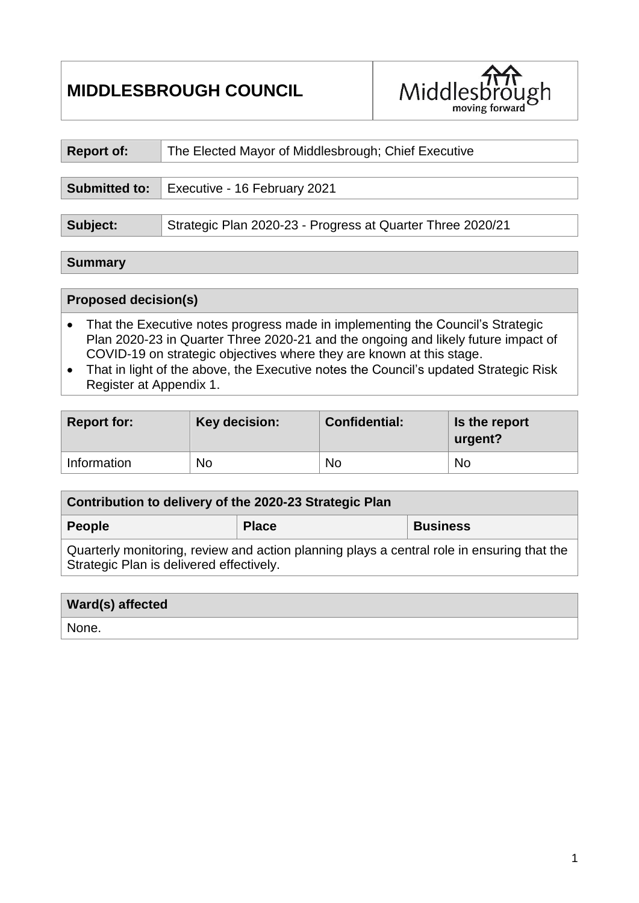# MIDDLESBROUGH COUNCIL

| Report of: | The Elected Mayor of Middlesbrough; Chief Executive |
|---|---|

| Submitted to: | Executive - 16 February 2021 |
|---|---|

| Subject: | Strategic Plan 2020-23 - Progress at Quarter Three 2020/21 |
|---|---|

## Summary

### Proposed decision(s)

- That the Executive notes progress made in implementing the Council's Strategic Plan 2020-23 in Quarter Three 2020-21 and the ongoing and likely future impact of COVID-19 on strategic objectives where they are known at this stage.
- That in light of the above, the Executive notes the Council's updated Strategic Risk Register at Appendix 1.

| Report for: | Key decision: | Confidential: | Is the report urgent? |
|---|---|---|---|
| Information | No | No | No |

| Contribution to delivery of the 2020-23 Strategic Plan | | |
|---|---|---|
| People | Place | Business |
| Quarterly monitoring, review and action planning plays a central role in ensuring that the Strategic Plan is delivered effectively. | | |

| Ward(s) affected |
|---|
| None. |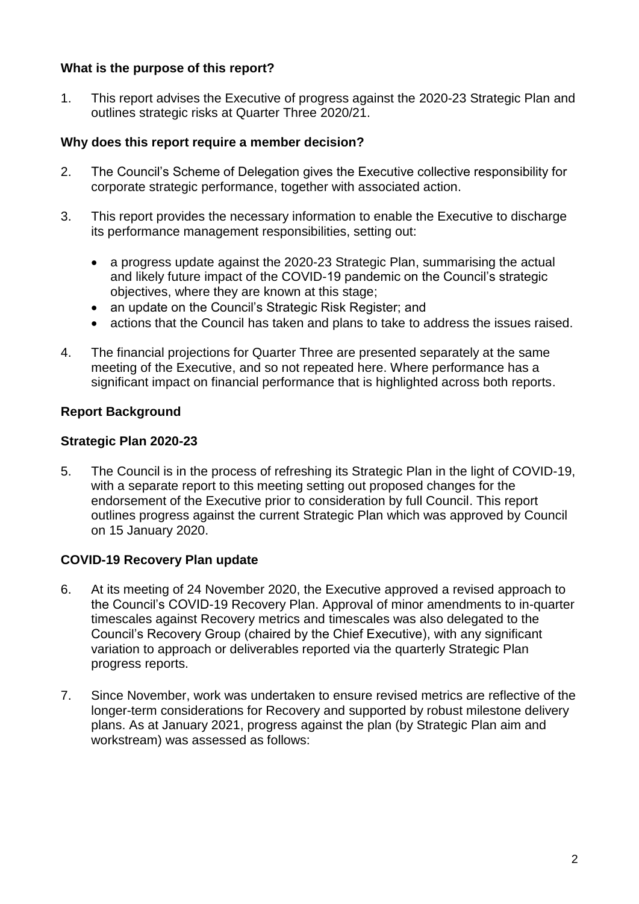### What is the purpose of this report?

1. This report advises the Executive of progress against the 2020-23 Strategic Plan and outlines strategic risks at Quarter Three 2020/21.

### Why does this report require a member decision?

2. The Council's Scheme of Delegation gives the Executive collective responsibility for corporate strategic performance, together with associated action.

3. This report provides the necessary information to enable the Executive to discharge its performance management responsibilities, setting out:

   - a progress update against the 2020-23 Strategic Plan, summarising the actual and likely future impact of the COVID-19 pandemic on the Council's strategic objectives, where they are known at this stage;
   - an update on the Council's Strategic Risk Register; and
   - actions that the Council has taken and plans to take to address the issues raised.

4. The financial projections for Quarter Three are presented separately at the same meeting of the Executive, and so not repeated here. Where performance has a significant impact on financial performance that is highlighted across both reports.

### Report Background

### Strategic Plan 2020-23

5. The Council is in the process of refreshing its Strategic Plan in the light of COVID-19, with a separate report to this meeting setting out proposed changes for the endorsement of the Executive prior to consideration by full Council. This report outlines progress against the current Strategic Plan which was approved by Council on 15 January 2020.

### COVID-19 Recovery Plan update

6. At its meeting of 24 November 2020, the Executive approved a revised approach to the Council's COVID-19 Recovery Plan. Approval of minor amendments to in-quarter timescales against Recovery metrics and timescales was also delegated to the Council's Recovery Group (chaired by the Chief Executive), with any significant variation to approach or deliverables reported via the quarterly Strategic Plan progress reports.

7. Since November, work was undertaken to ensure revised metrics are reflective of the longer-term considerations for Recovery and supported by robust milestone delivery plans. As at January 2021, progress against the plan (by Strategic Plan aim and workstream) was assessed as follows: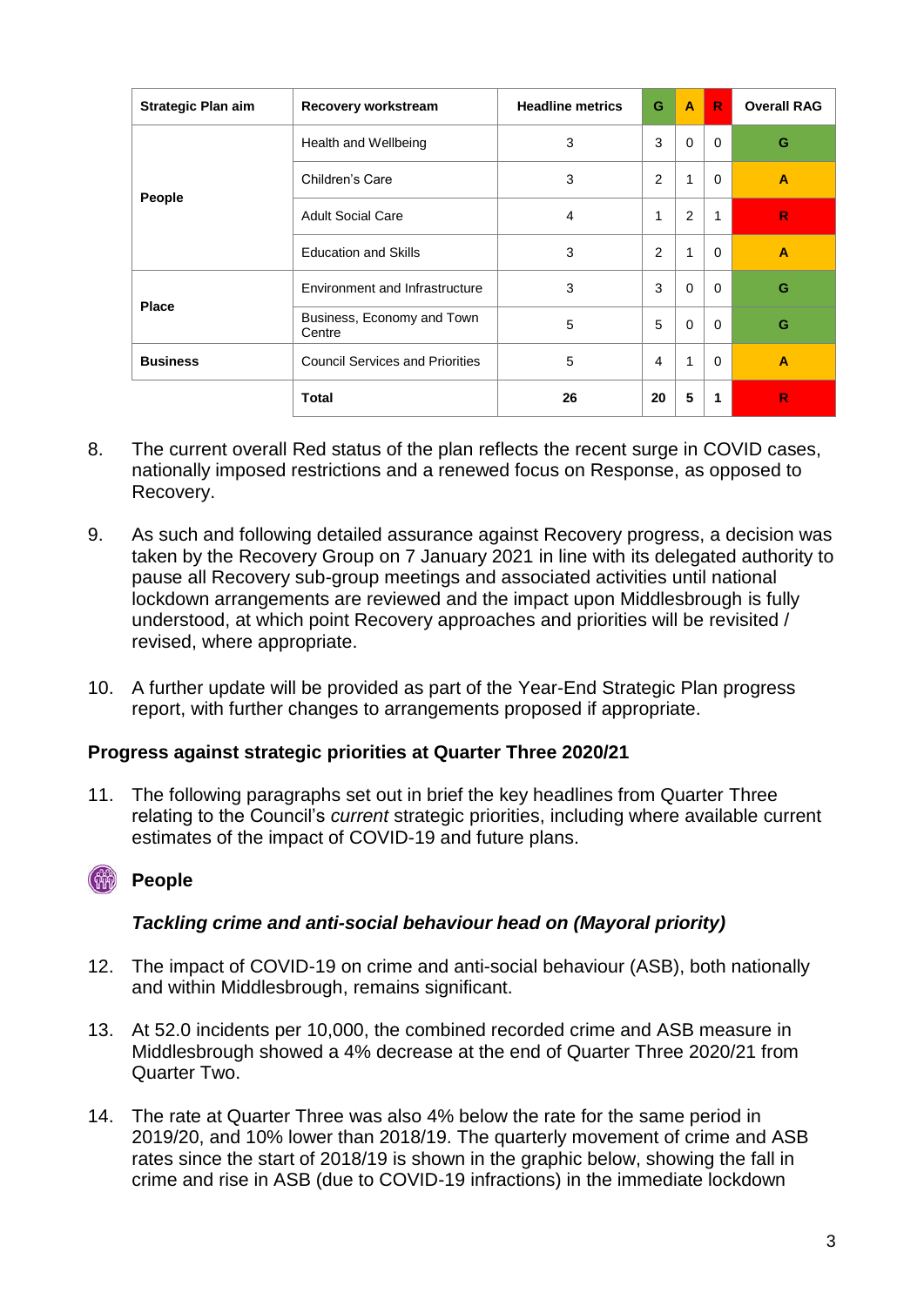| Strategic Plan aim | Recovery workstream | Headline metrics | G | A | R | Overall RAG |
|---|---|---|---|---|---|---|
| People | Health and Wellbeing | 3 | 3 | 0 | 0 | G |
| | Children's Care | 3 | 2 | 1 | 0 | A |
| | Adult Social Care | 4 | 1 | 2 | 1 | R |
| | Education and Skills | 3 | 2 | 1 | 0 | A |
| Place | Environment and Infrastructure | 3 | 3 | 0 | 0 | G |
| | Business, Economy and Town Centre | 5 | 5 | 0 | 0 | G |
| Business | Council Services and Priorities | 5 | 4 | 1 | 0 | A |
| | **Total** | **26** | **20** | **5** | **1** | **R** |

8. The current overall Red status of the plan reflects the recent surge in COVID cases, nationally imposed restrictions and a renewed focus on Response, as opposed to Recovery.

9. As such and following detailed assurance against Recovery progress, a decision was taken by the Recovery Group on 7 January 2021 in line with its delegated authority to pause all Recovery sub-group meetings and associated activities until national lockdown arrangements are reviewed and the impact upon Middlesbrough is fully understood, at which point Recovery approaches and priorities will be revisited / revised, where appropriate.

10. A further update will be provided as part of the Year-End Strategic Plan progress report, with further changes to arrangements proposed if appropriate.

## Progress against strategic priorities at Quarter Three 2020/21

11. The following paragraphs set out in brief the key headlines from Quarter Three relating to the Council's *current* strategic priorities, including where available current estimates of the impact of COVID-19 and future plans.

### People

#### *Tackling crime and anti-social behaviour head on (Mayoral priority)*

12. The impact of COVID-19 on crime and anti-social behaviour (ASB), both nationally and within Middlesbrough, remains significant.

13. At 52.0 incidents per 10,000, the combined recorded crime and ASB measure in Middlesbrough showed a 4% decrease at the end of Quarter Three 2020/21 from Quarter Two.

14. The rate at Quarter Three was also 4% below the rate for the same period in 2019/20, and 10% lower than 2018/19. The quarterly movement of crime and ASB rates since the start of 2018/19 is shown in the graphic below, showing the fall in crime and rise in ASB (due to COVID-19 infractions) in the immediate lockdown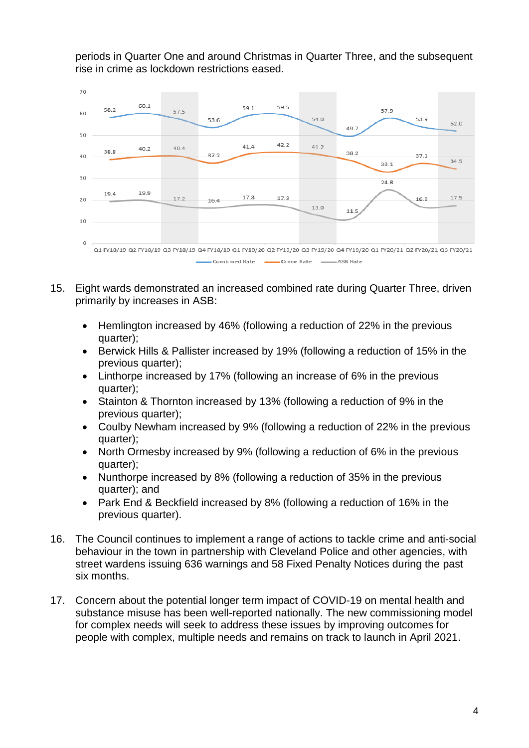periods in Quarter One and around Christmas in Quarter Three, and the subsequent rise in crime as lockdown restrictions eased.

| | Q1 FY18/19 | Q2 FY18/19 | Q3 FY18/19 | Q4 FY18/19 | Q1 FY19/20 | Q2 FY19/20 | Q3 FY19/20 | Q4 FY19/20 | Q1 FY20/21 | Q2 FY20/21 | Q3 FY20/21 |
|---|---|---|---|---|---|---|---|---|---|---|---|
| Combined Rate | 58.2 | 60.1 | 57.5 | 53.6 | 59.1 | 59.5 | 54.0 | 49.7 | 57.9 | 53.9 | 52.0 |
| Crime Rate | 38.8 | 40.2 | 40.4 | 37.2 | 41.4 | 42.2 | 41.2 | 38.2 | 33.1 | 37.1 | 34.5 |
| ASB Rate | 19.4 | 19.9 | 17.2 | 16.4 | 17.8 | 17.3 | 13.0 | 11.5 | 24.8 | 16.9 | 17.5 |

15. Eight wards demonstrated an increased combined rate during Quarter Three, driven primarily by increases in ASB:

    - Hemlington increased by 46% (following a reduction of 22% in the previous quarter);
    - Berwick Hills & Pallister increased by 19% (following a reduction of 15% in the previous quarter);
    - Linthorpe increased by 17% (following an increase of 6% in the previous quarter);
    - Stainton & Thornton increased by 13% (following a reduction of 9% in the previous quarter);
    - Coulby Newham increased by 9% (following a reduction of 22% in the previous quarter);
    - North Ormesby increased by 9% (following a reduction of 6% in the previous quarter);
    - Nunthorpe increased by 8% (following a reduction of 35% in the previous quarter); and
    - Park End & Beckfield increased by 8% (following a reduction of 16% in the previous quarter).

16. The Council continues to implement a range of actions to tackle crime and anti-social behaviour in the town in partnership with Cleveland Police and other agencies, with street wardens issuing 636 warnings and 58 Fixed Penalty Notices during the past six months.

17. Concern about the potential longer term impact of COVID-19 on mental health and substance misuse has been well-reported nationally. The new commissioning model for complex needs will seek to address these issues by improving outcomes for people with complex, multiple needs and remains on track to launch in April 2021.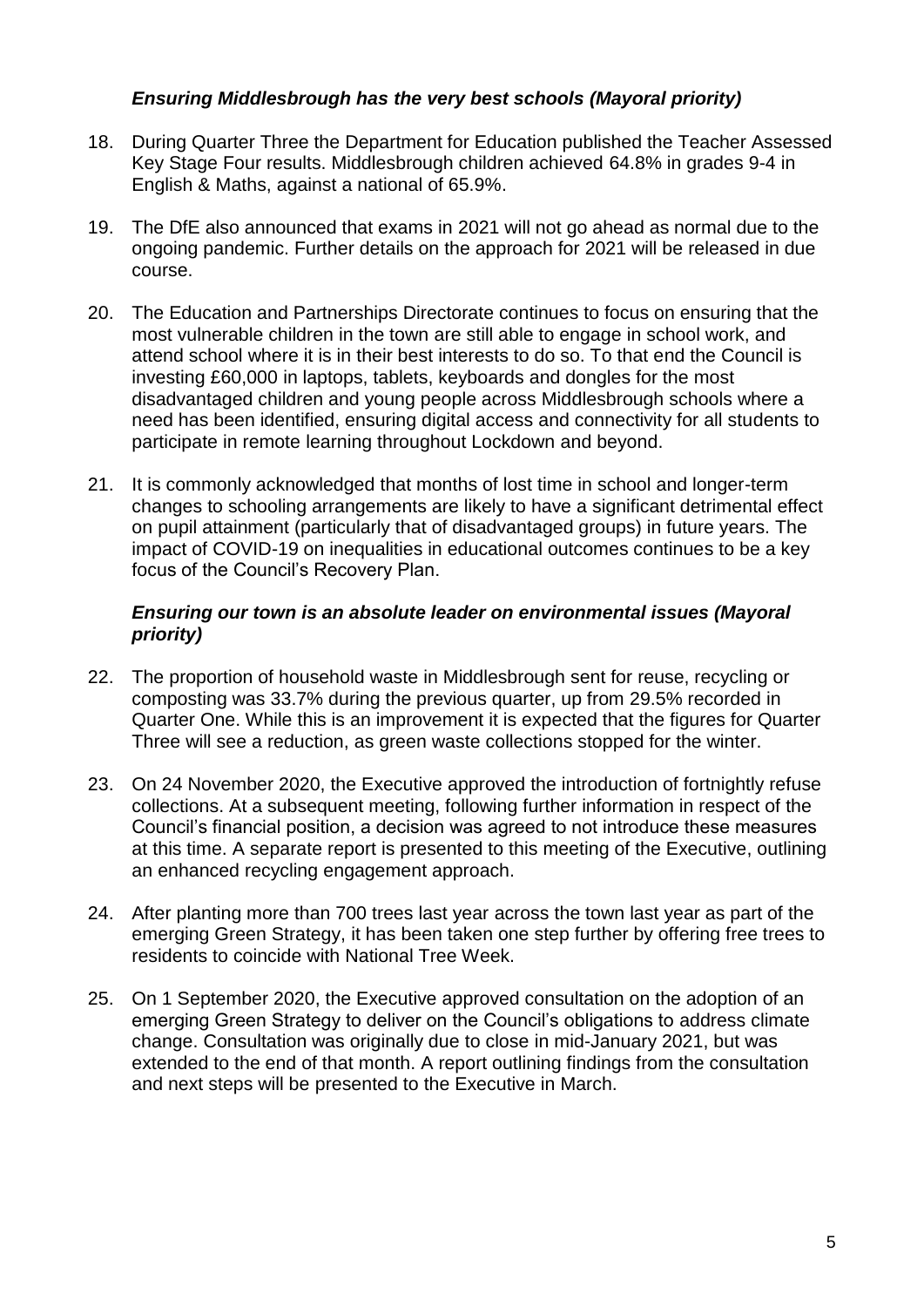### *Ensuring Middlesbrough has the very best schools (Mayoral priority)*

18. During Quarter Three the Department for Education published the Teacher Assessed Key Stage Four results. Middlesbrough children achieved 64.8% in grades 9-4 in English & Maths, against a national of 65.9%.

19. The DfE also announced that exams in 2021 will not go ahead as normal due to the ongoing pandemic. Further details on the approach for 2021 will be released in due course.

20. The Education and Partnerships Directorate continues to focus on ensuring that the most vulnerable children in the town are still able to engage in school work, and attend school where it is in their best interests to do so. To that end the Council is investing £60,000 in laptops, tablets, keyboards and dongles for the most disadvantaged children and young people across Middlesbrough schools where a need has been identified, ensuring digital access and connectivity for all students to participate in remote learning throughout Lockdown and beyond.

21. It is commonly acknowledged that months of lost time in school and longer-term changes to schooling arrangements are likely to have a significant detrimental effect on pupil attainment (particularly that of disadvantaged groups) in future years. The impact of COVID-19 on inequalities in educational outcomes continues to be a key focus of the Council's Recovery Plan.

### *Ensuring our town is an absolute leader on environmental issues (Mayoral priority)*

22. The proportion of household waste in Middlesbrough sent for reuse, recycling or composting was 33.7% during the previous quarter, up from 29.5% recorded in Quarter One. While this is an improvement it is expected that the figures for Quarter Three will see a reduction, as green waste collections stopped for the winter.

23. On 24 November 2020, the Executive approved the introduction of fortnightly refuse collections. At a subsequent meeting, following further information in respect of the Council's financial position, a decision was agreed to not introduce these measures at this time. A separate report is presented to this meeting of the Executive, outlining an enhanced recycling engagement approach.

24. After planting more than 700 trees last year across the town last year as part of the emerging Green Strategy, it has been taken one step further by offering free trees to residents to coincide with National Tree Week.

25. On 1 September 2020, the Executive approved consultation on the adoption of an emerging Green Strategy to deliver on the Council's obligations to address climate change. Consultation was originally due to close in mid-January 2021, but was extended to the end of that month. A report outlining findings from the consultation and next steps will be presented to the Executive in March.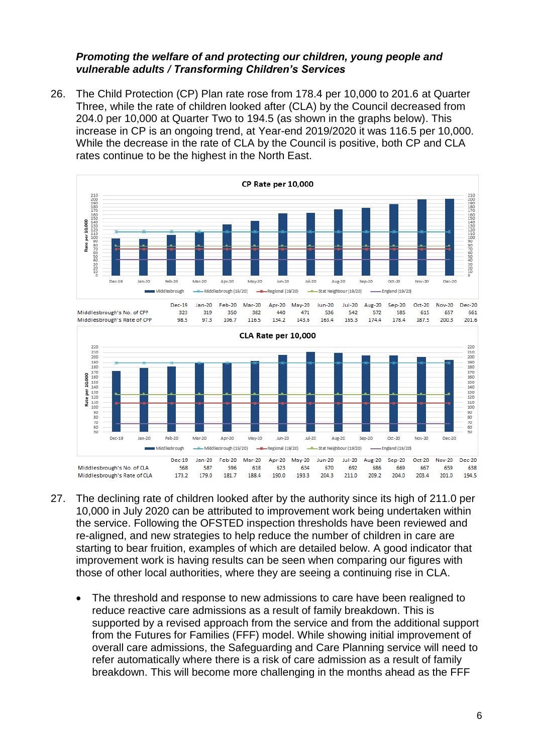***Promoting the welfare of and protecting our children, young people and vulnerable adults / Transforming Children's Services***

26. The Child Protection (CP) Plan rate rose from 178.4 per 10,000 to 201.6 at Quarter Three, while the rate of children looked after (CLA) by the Council decreased from 204.0 per 10,000 at Quarter Two to 194.5 (as shown in the graphs below). This increase in CP is an ongoing trend, at Year-end 2019/2020 it was 116.5 per 10,000. While the decrease in the rate of CLA by the Council is positive, both CP and CLA rates continue to be the highest in the North East.

**CP Rate per 10,000**

| | Dec-19 | Jan-20 | Feb-20 | Mar-20 | Apr-20 | May-20 | Jun-20 | Jul-20 | Aug-20 | Sep-20 | Oct-20 | Nov-20 | Dec-20 |
|---|---|---|---|---|---|---|---|---|---|---|---|---|---|
| Middlesbrough's No. of CPP | 323 | 319 | 350 | 382 | 440 | 471 | 536 | 542 | 572 | 585 | 615 | 657 | 661 |
| Middlesbrough's Rate of CPP | 98.5 | 97.3 | 106.7 | 116.5 | 134.2 | 143.6 | 163.4 | 165.3 | 174.4 | 178.4 | 187.5 | 200.3 | 201.6 |

**CLA Rate per 10,000**

| | Dec-19 | Jan-20 | Feb-20 | Mar-20 | Apr-20 | May-20 | Jun-20 | Jul-20 | Aug-20 | Sep-20 | Oct-20 | Nov-20 | Dec-20 |
|---|---|---|---|---|---|---|---|---|---|---|---|---|---|
| Middlesbrough's No. of CLA | 568 | 587 | 596 | 618 | 623 | 634 | 670 | 692 | 686 | 669 | 667 | 659 | 638 |
| Middlesbrough's Rate of CLA | 173.2 | 179.0 | 181.7 | 188.4 | 190.0 | 193.3 | 204.3 | 211.0 | 209.2 | 204.0 | 203.4 | 201.0 | 194.5 |

27. The declining rate of children looked after by the authority since its high of 211.0 per 10,000 in July 2020 can be attributed to improvement work being undertaken within the service. Following the OFSTED inspection thresholds have been reviewed and re-aligned, and new strategies to help reduce the number of children in care are starting to bear fruition, examples of which are detailed below. A good indicator that improvement work is having results can be seen when comparing our figures with those of other local authorities, where they are seeing a continuing rise in CLA.

    - The threshold and response to new admissions to care have been realigned to reduce reactive care admissions as a result of family breakdown. This is supported by a revised approach from the service and from the additional support from the Futures for Families (FFF) model. While showing initial improvement of overall care admissions, the Safeguarding and Care Planning service will need to refer automatically where there is a risk of care admission as a result of family breakdown. This will become more challenging in the months ahead as the FFF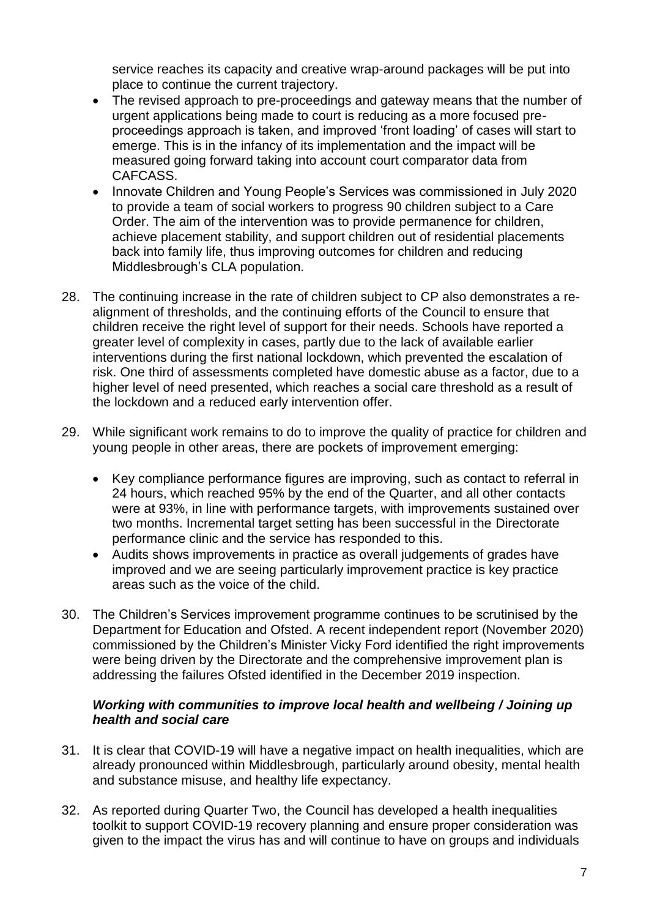service reaches its capacity and creative wrap-around packages will be put into place to continue the current trajectory.

- The revised approach to pre-proceedings and gateway means that the number of urgent applications being made to court is reducing as a more focused pre-proceedings approach is taken, and improved 'front loading' of cases will start to emerge. This is in the infancy of its implementation and the impact will be measured going forward taking into account court comparator data from CAFCASS.
- Innovate Children and Young People's Services was commissioned in July 2020 to provide a team of social workers to progress 90 children subject to a Care Order. The aim of the intervention was to provide permanence for children, achieve placement stability, and support children out of residential placements back into family life, thus improving outcomes for children and reducing Middlesbrough's CLA population.

28. The continuing increase in the rate of children subject to CP also demonstrates a re-alignment of thresholds, and the continuing efforts of the Council to ensure that children receive the right level of support for their needs. Schools have reported a greater level of complexity in cases, partly due to the lack of available earlier interventions during the first national lockdown, which prevented the escalation of risk. One third of assessments completed have domestic abuse as a factor, due to a higher level of need presented, which reaches a social care threshold as a result of the lockdown and a reduced early intervention offer.

29. While significant work remains to do to improve the quality of practice for children and young people in other areas, there are pockets of improvement emerging:

    - Key compliance performance figures are improving, such as contact to referral in 24 hours, which reached 95% by the end of the Quarter, and all other contacts were at 93%, in line with performance targets, with improvements sustained over two months. Incremental target setting has been successful in the Directorate performance clinic and the service has responded to this.
    - Audits shows improvements in practice as overall judgements of grades have improved and we are seeing particularly improvement practice is key practice areas such as the voice of the child.

30. The Children's Services improvement programme continues to be scrutinised by the Department for Education and Ofsted. A recent independent report (November 2020) commissioned by the Children's Minister Vicky Ford identified the right improvements were being driven by the Directorate and the comprehensive improvement plan is addressing the failures Ofsted identified in the December 2019 inspection.

***Working with communities to improve local health and wellbeing / Joining up health and social care***

31. It is clear that COVID-19 will have a negative impact on health inequalities, which are already pronounced within Middlesbrough, particularly around obesity, mental health and substance misuse, and healthy life expectancy.

32. As reported during Quarter Two, the Council has developed a health inequalities toolkit to support COVID-19 recovery planning and ensure proper consideration was given to the impact the virus has and will continue to have on groups and individuals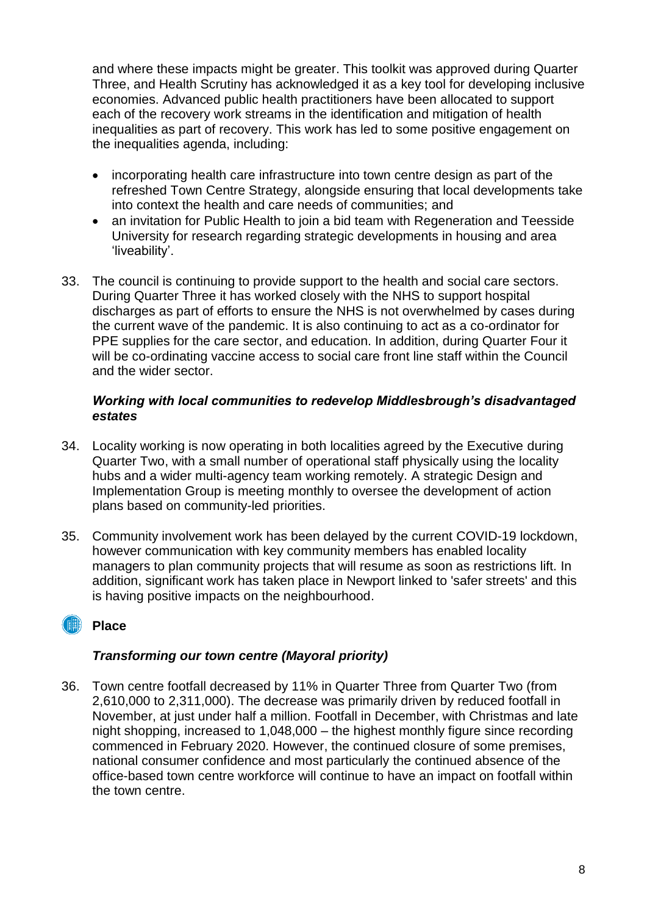and where these impacts might be greater. This toolkit was approved during Quarter Three, and Health Scrutiny has acknowledged it as a key tool for developing inclusive economies. Advanced public health practitioners have been allocated to support each of the recovery work streams in the identification and mitigation of health inequalities as part of recovery. This work has led to some positive engagement on the inequalities agenda, including:

- incorporating health care infrastructure into town centre design as part of the refreshed Town Centre Strategy, alongside ensuring that local developments take into context the health and care needs of communities; and
- an invitation for Public Health to join a bid team with Regeneration and Teesside University for research regarding strategic developments in housing and area 'liveability'.

33. The council is continuing to provide support to the health and social care sectors. During Quarter Three it has worked closely with the NHS to support hospital discharges as part of efforts to ensure the NHS is not overwhelmed by cases during the current wave of the pandemic. It is also continuing to act as a co-ordinator for PPE supplies for the care sector, and education. In addition, during Quarter Four it will be co-ordinating vaccine access to social care front line staff within the Council and the wider sector.

***Working with local communities to redevelop Middlesbrough's disadvantaged estates***

34. Locality working is now operating in both localities agreed by the Executive during Quarter Two, with a small number of operational staff physically using the locality hubs and a wider multi-agency team working remotely. A strategic Design and Implementation Group is meeting monthly to oversee the development of action plans based on community-led priorities.

35. Community involvement work has been delayed by the current COVID-19 lockdown, however communication with key community members has enabled locality managers to plan community projects that will resume as soon as restrictions lift. In addition, significant work has taken place in Newport linked to 'safer streets' and this is having positive impacts on the neighbourhood.

## Place

***Transforming our town centre (Mayoral priority)***

36. Town centre footfall decreased by 11% in Quarter Three from Quarter Two (from 2,610,000 to 2,311,000). The decrease was primarily driven by reduced footfall in November, at just under half a million. Footfall in December, with Christmas and late night shopping, increased to 1,048,000 – the highest monthly figure since recording commenced in February 2020. However, the continued closure of some premises, national consumer confidence and most particularly the continued absence of the office-based town centre workforce will continue to have an impact on footfall within the town centre.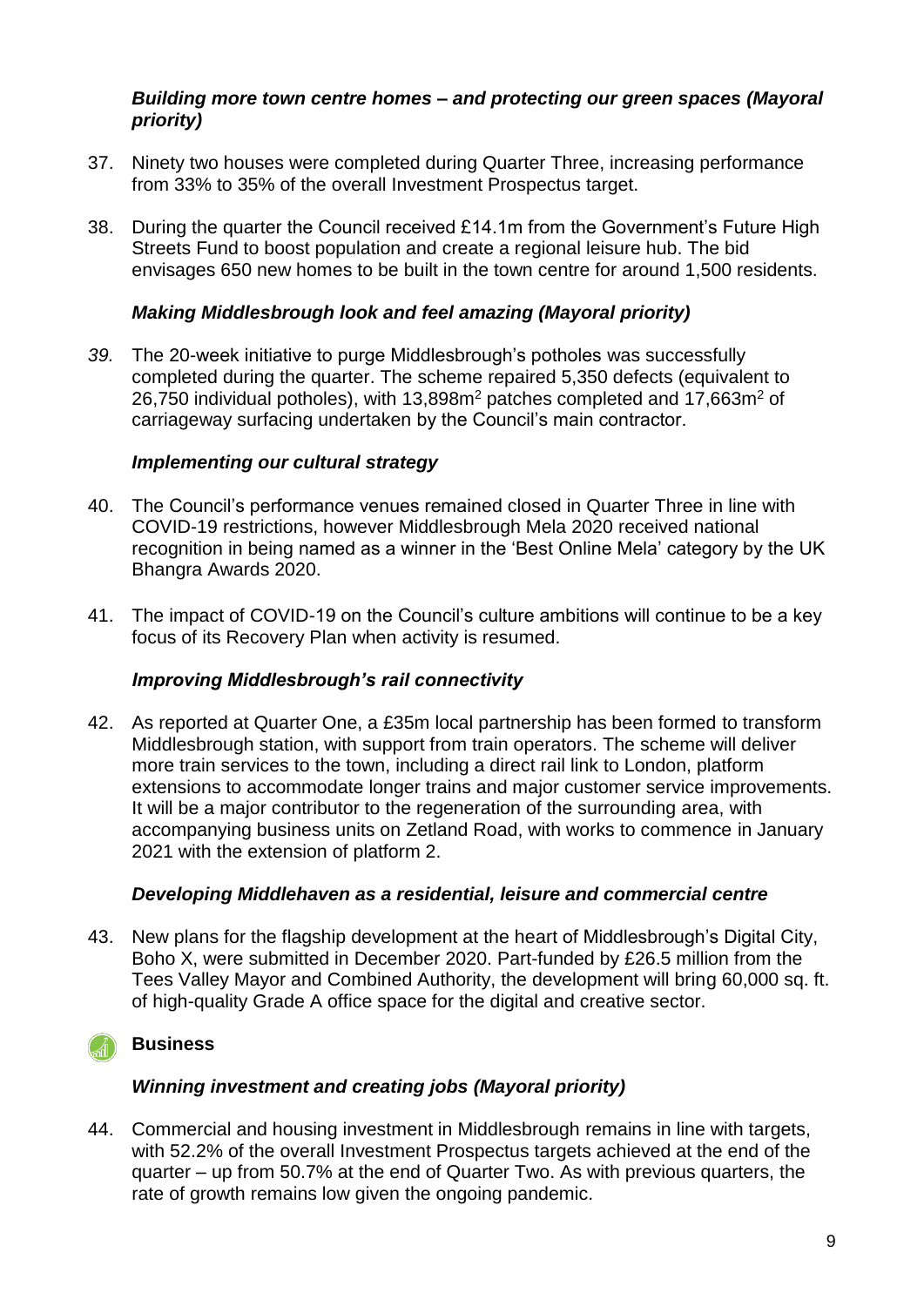***Building more town centre homes – and protecting our green spaces (Mayoral priority)***

37. Ninety two houses were completed during Quarter Three, increasing performance from 33% to 35% of the overall Investment Prospectus target.

38. During the quarter the Council received £14.1m from the Government's Future High Streets Fund to boost population and create a regional leisure hub. The bid envisages 650 new homes to be built in the town centre for around 1,500 residents.

***Making Middlesbrough look and feel amazing (Mayoral priority)***

39. The 20-week initiative to purge Middlesbrough's potholes was successfully completed during the quarter. The scheme repaired 5,350 defects (equivalent to 26,750 individual potholes), with 13,898m$^2$ patches completed and 17,663m$^2$ of carriageway surfacing undertaken by the Council's main contractor.

***Implementing our cultural strategy***

40. The Council's performance venues remained closed in Quarter Three in line with COVID-19 restrictions, however Middlesbrough Mela 2020 received national recognition in being named as a winner in the 'Best Online Mela' category by the UK Bhangra Awards 2020.

41. The impact of COVID-19 on the Council's culture ambitions will continue to be a key focus of its Recovery Plan when activity is resumed.

***Improving Middlesbrough's rail connectivity***

42. As reported at Quarter One, a £35m local partnership has been formed to transform Middlesbrough station, with support from train operators. The scheme will deliver more train services to the town, including a direct rail link to London, platform extensions to accommodate longer trains and major customer service improvements. It will be a major contributor to the regeneration of the surrounding area, with accompanying business units on Zetland Road, with works to commence in January 2021 with the extension of platform 2.

***Developing Middlehaven as a residential, leisure and commercial centre***

43. New plans for the flagship development at the heart of Middlesbrough's Digital City, Boho X, were submitted in December 2020. Part-funded by £26.5 million from the Tees Valley Mayor and Combined Authority, the development will bring 60,000 sq. ft. of high-quality Grade A office space for the digital and creative sector.

## Business

***Winning investment and creating jobs (Mayoral priority)***

44. Commercial and housing investment in Middlesbrough remains in line with targets, with 52.2% of the overall Investment Prospectus targets achieved at the end of the quarter – up from 50.7% at the end of Quarter Two. As with previous quarters, the rate of growth remains low given the ongoing pandemic.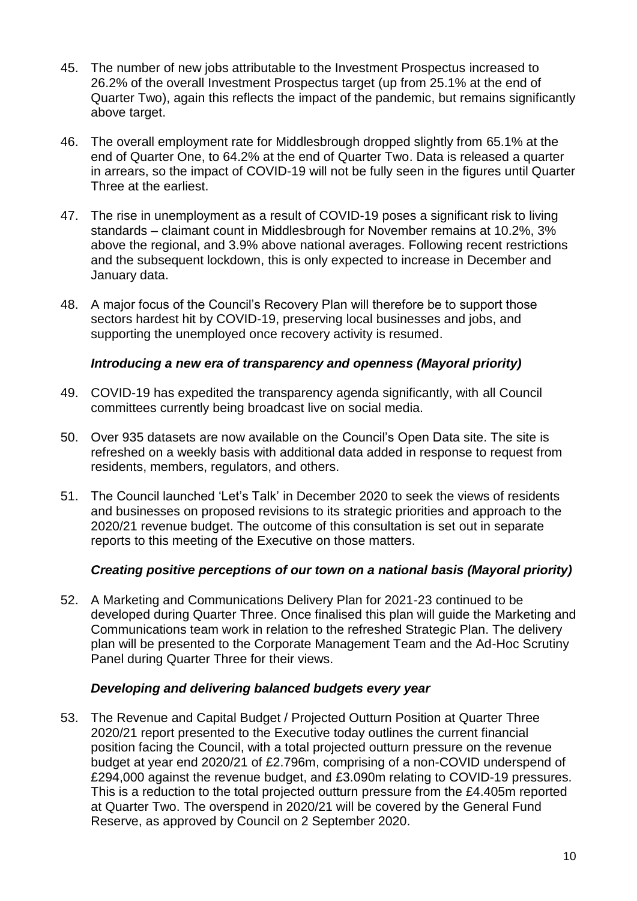45. The number of new jobs attributable to the Investment Prospectus increased to 26.2% of the overall Investment Prospectus target (up from 25.1% at the end of Quarter Two), again this reflects the impact of the pandemic, but remains significantly above target.

46. The overall employment rate for Middlesbrough dropped slightly from 65.1% at the end of Quarter One, to 64.2% at the end of Quarter Two. Data is released a quarter in arrears, so the impact of COVID-19 will not be fully seen in the figures until Quarter Three at the earliest.

47. The rise in unemployment as a result of COVID-19 poses a significant risk to living standards – claimant count in Middlesbrough for November remains at 10.2%, 3% above the regional, and 3.9% above national averages. Following recent restrictions and the subsequent lockdown, this is only expected to increase in December and January data.

48. A major focus of the Council's Recovery Plan will therefore be to support those sectors hardest hit by COVID-19, preserving local businesses and jobs, and supporting the unemployed once recovery activity is resumed.

### ***Introducing a new era of transparency and openness (Mayoral priority)***

49. COVID-19 has expedited the transparency agenda significantly, with all Council committees currently being broadcast live on social media.

50. Over 935 datasets are now available on the Council's Open Data site. The site is refreshed on a weekly basis with additional data added in response to request from residents, members, regulators, and others.

51. The Council launched 'Let's Talk' in December 2020 to seek the views of residents and businesses on proposed revisions to its strategic priorities and approach to the 2020/21 revenue budget. The outcome of this consultation is set out in separate reports to this meeting of the Executive on those matters.

### ***Creating positive perceptions of our town on a national basis (Mayoral priority)***

52. A Marketing and Communications Delivery Plan for 2021-23 continued to be developed during Quarter Three. Once finalised this plan will guide the Marketing and Communications team work in relation to the refreshed Strategic Plan. The delivery plan will be presented to the Corporate Management Team and the Ad-Hoc Scrutiny Panel during Quarter Three for their views.

### ***Developing and delivering balanced budgets every year***

53. The Revenue and Capital Budget / Projected Outturn Position at Quarter Three 2020/21 report presented to the Executive today outlines the current financial position facing the Council, with a total projected outturn pressure on the revenue budget at year end 2020/21 of £2.796m, comprising of a non-COVID underspend of £294,000 against the revenue budget, and £3.090m relating to COVID-19 pressures. This is a reduction to the total projected outturn pressure from the £4.405m reported at Quarter Two. The overspend in 2020/21 will be covered by the General Fund Reserve, as approved by Council on 2 September 2020.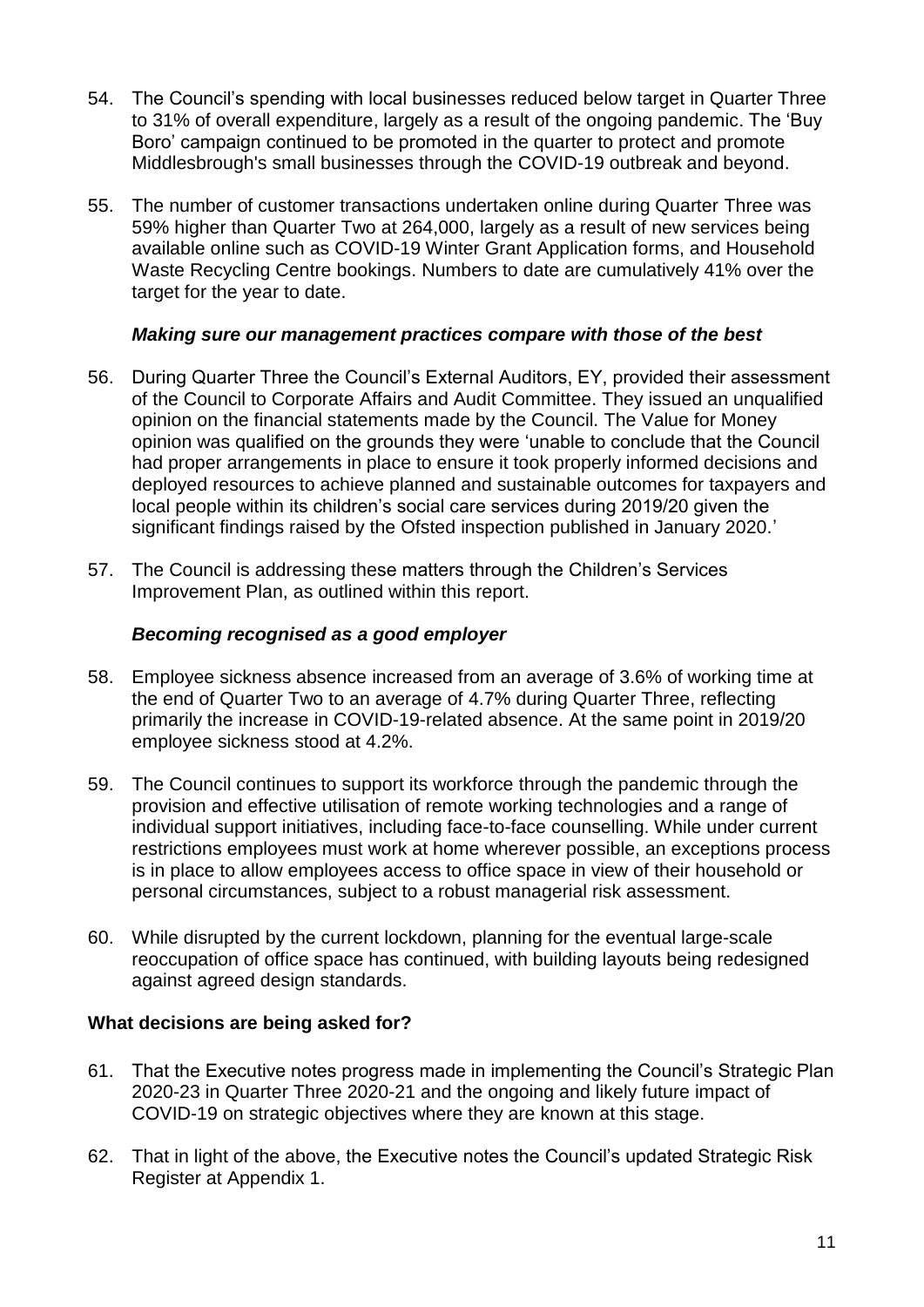54. The Council's spending with local businesses reduced below target in Quarter Three to 31% of overall expenditure, largely as a result of the ongoing pandemic. The 'Buy Boro' campaign continued to be promoted in the quarter to protect and promote Middlesbrough's small businesses through the COVID-19 outbreak and beyond.

55. The number of customer transactions undertaken online during Quarter Three was 59% higher than Quarter Two at 264,000, largely as a result of new services being available online such as COVID-19 Winter Grant Application forms, and Household Waste Recycling Centre bookings. Numbers to date are cumulatively 41% over the target for the year to date.

***Making sure our management practices compare with those of the best***

56. During Quarter Three the Council's External Auditors, EY, provided their assessment of the Council to Corporate Affairs and Audit Committee. They issued an unqualified opinion on the financial statements made by the Council. The Value for Money opinion was qualified on the grounds they were 'unable to conclude that the Council had proper arrangements in place to ensure it took properly informed decisions and deployed resources to achieve planned and sustainable outcomes for taxpayers and local people within its children's social care services during 2019/20 given the significant findings raised by the Ofsted inspection published in January 2020.'

57. The Council is addressing these matters through the Children's Services Improvement Plan, as outlined within this report.

***Becoming recognised as a good employer***

58. Employee sickness absence increased from an average of 3.6% of working time at the end of Quarter Two to an average of 4.7% during Quarter Three, reflecting primarily the increase in COVID-19-related absence. At the same point in 2019/20 employee sickness stood at 4.2%.

59. The Council continues to support its workforce through the pandemic through the provision and effective utilisation of remote working technologies and a range of individual support initiatives, including face-to-face counselling. While under current restrictions employees must work at home wherever possible, an exceptions process is in place to allow employees access to office space in view of their household or personal circumstances, subject to a robust managerial risk assessment.

60. While disrupted by the current lockdown, planning for the eventual large-scale reoccupation of office space has continued, with building layouts being redesigned against agreed design standards.

**What decisions are being asked for?**

61. That the Executive notes progress made in implementing the Council's Strategic Plan 2020-23 in Quarter Three 2020-21 and the ongoing and likely future impact of COVID-19 on strategic objectives where they are known at this stage.

62. That in light of the above, the Executive notes the Council's updated Strategic Risk Register at Appendix 1.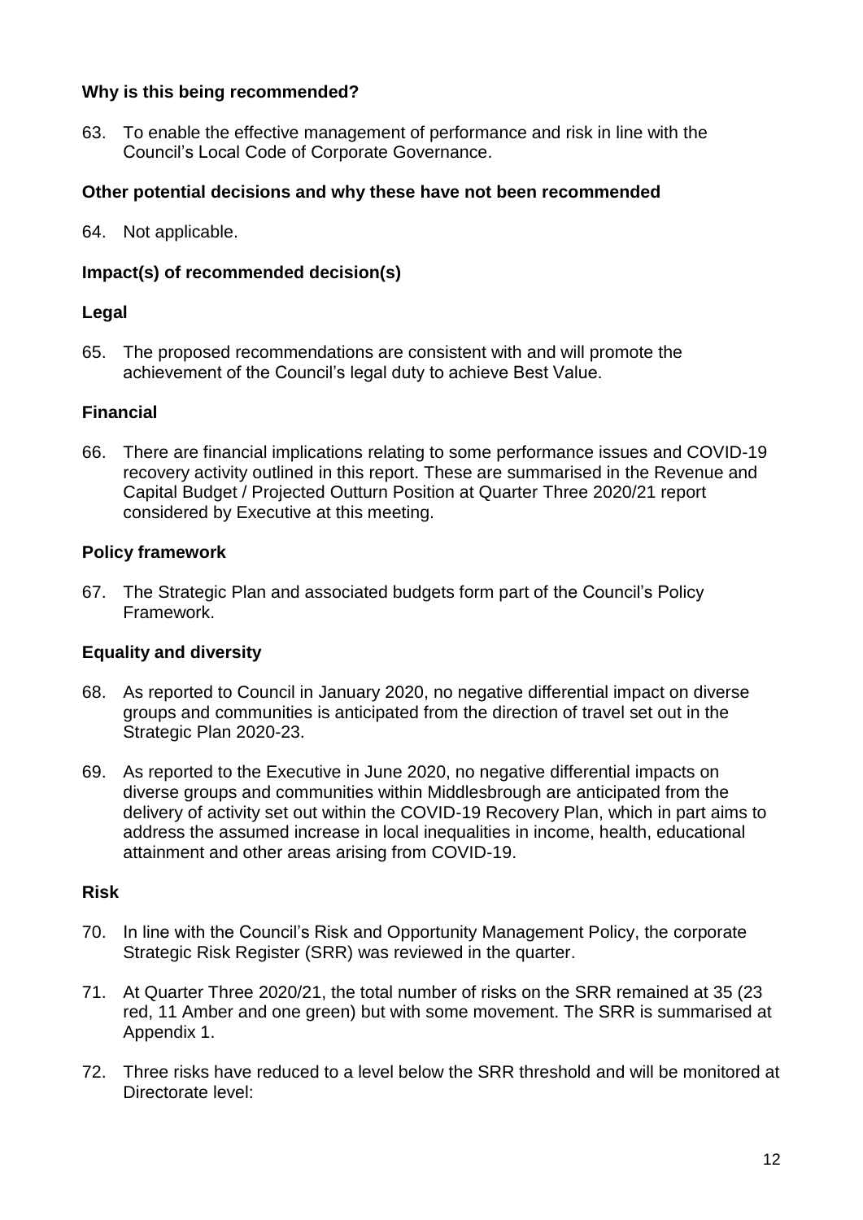### Why is this being recommended?

63. To enable the effective management of performance and risk in line with the Council's Local Code of Corporate Governance.

### Other potential decisions and why these have not been recommended

64. Not applicable.

### Impact(s) of recommended decision(s)

### Legal

65. The proposed recommendations are consistent with and will promote the achievement of the Council's legal duty to achieve Best Value.

### Financial

66. There are financial implications relating to some performance issues and COVID-19 recovery activity outlined in this report. These are summarised in the Revenue and Capital Budget / Projected Outturn Position at Quarter Three 2020/21 report considered by Executive at this meeting.

### Policy framework

67. The Strategic Plan and associated budgets form part of the Council's Policy Framework.

### Equality and diversity

68. As reported to Council in January 2020, no negative differential impact on diverse groups and communities is anticipated from the direction of travel set out in the Strategic Plan 2020-23.

69. As reported to the Executive in June 2020, no negative differential impacts on diverse groups and communities within Middlesbrough are anticipated from the delivery of activity set out within the COVID-19 Recovery Plan, which in part aims to address the assumed increase in local inequalities in income, health, educational attainment and other areas arising from COVID-19.

### Risk

70. In line with the Council's Risk and Opportunity Management Policy, the corporate Strategic Risk Register (SRR) was reviewed in the quarter.

71. At Quarter Three 2020/21, the total number of risks on the SRR remained at 35 (23 red, 11 Amber and one green) but with some movement. The SRR is summarised at Appendix 1.

72. Three risks have reduced to a level below the SRR threshold and will be monitored at Directorate level: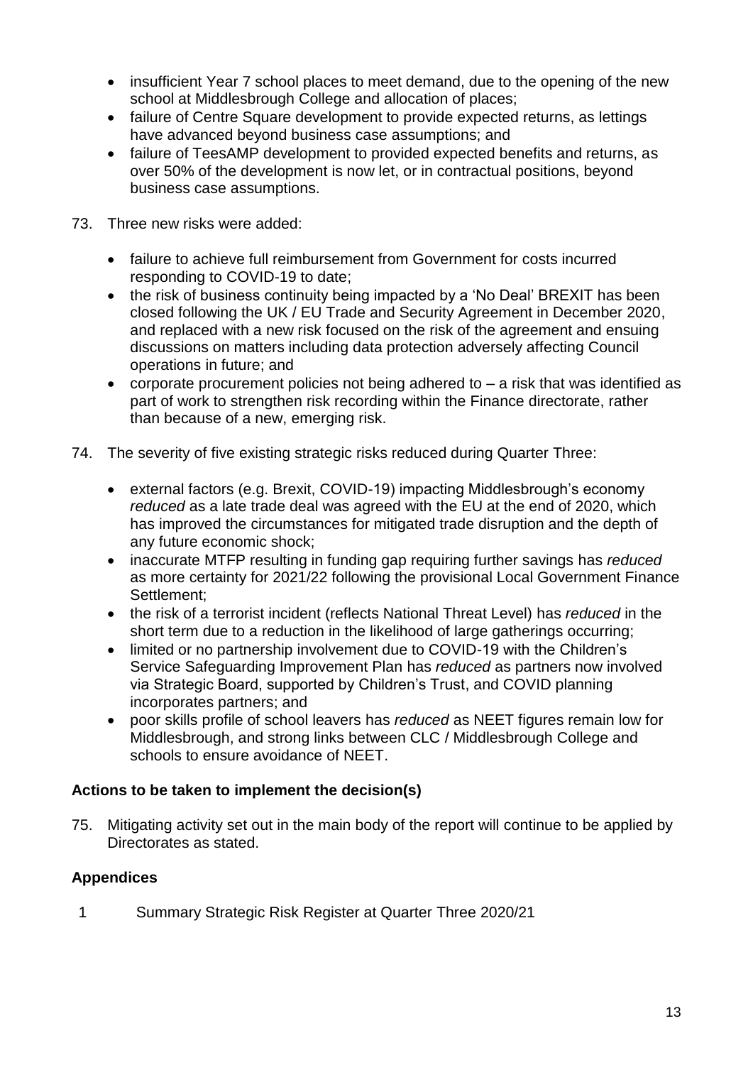- insufficient Year 7 school places to meet demand, due to the opening of the new school at Middlesbrough College and allocation of places;
- failure of Centre Square development to provide expected returns, as lettings have advanced beyond business case assumptions; and
- failure of TeesAMP development to provided expected benefits and returns, as over 50% of the development is now let, or in contractual positions, beyond business case assumptions.

73. Three new risks were added:

    - failure to achieve full reimbursement from Government for costs incurred responding to COVID-19 to date;
    - the risk of business continuity being impacted by a 'No Deal' BREXIT has been closed following the UK / EU Trade and Security Agreement in December 2020, and replaced with a new risk focused on the risk of the agreement and ensuing discussions on matters including data protection adversely affecting Council operations in future; and
    - corporate procurement policies not being adhered to – a risk that was identified as part of work to strengthen risk recording within the Finance directorate, rather than because of a new, emerging risk.

74. The severity of five existing strategic risks reduced during Quarter Three:

    - external factors (e.g. Brexit, COVID-19) impacting Middlesbrough's economy *reduced* as a late trade deal was agreed with the EU at the end of 2020, which has improved the circumstances for mitigated trade disruption and the depth of any future economic shock;
    - inaccurate MTFP resulting in funding gap requiring further savings has *reduced* as more certainty for 2021/22 following the provisional Local Government Finance Settlement;
    - the risk of a terrorist incident (reflects National Threat Level) has *reduced* in the short term due to a reduction in the likelihood of large gatherings occurring;
    - limited or no partnership involvement due to COVID-19 with the Children's Service Safeguarding Improvement Plan has *reduced* as partners now involved via Strategic Board, supported by Children's Trust, and COVID planning incorporates partners; and
    - poor skills profile of school leavers has *reduced* as NEET figures remain low for Middlesbrough, and strong links between CLC / Middlesbrough College and schools to ensure avoidance of NEET.

**Actions to be taken to implement the decision(s)**

75. Mitigating activity set out in the main body of the report will continue to be applied by Directorates as stated.

**Appendices**

1 Summary Strategic Risk Register at Quarter Three 2020/21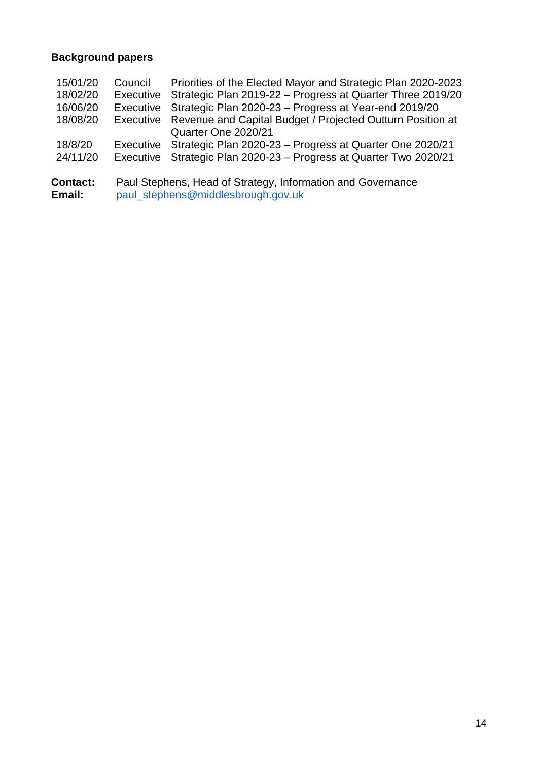**Background papers**

| | | |
|---|---|---|
| 15/01/20 | Council | Priorities of the Elected Mayor and Strategic Plan 2020-2023 |
| 18/02/20 | Executive | Strategic Plan 2019-22 – Progress at Quarter Three 2019/20 |
| 16/06/20 | Executive | Strategic Plan 2020-23 – Progress at Year-end 2019/20 |
| 18/08/20 | Executive | Revenue and Capital Budget / Projected Outturn Position at Quarter One 2020/21 |
| 18/8/20 | Executive | Strategic Plan 2020-23 – Progress at Quarter One 2020/21 |
| 24/11/20 | Executive | Strategic Plan 2020-23 – Progress at Quarter Two 2020/21 |

**Contact:** Paul Stephens, Head of Strategy, Information and Governance
**Email:** paul_stephens@middlesbrough.gov.uk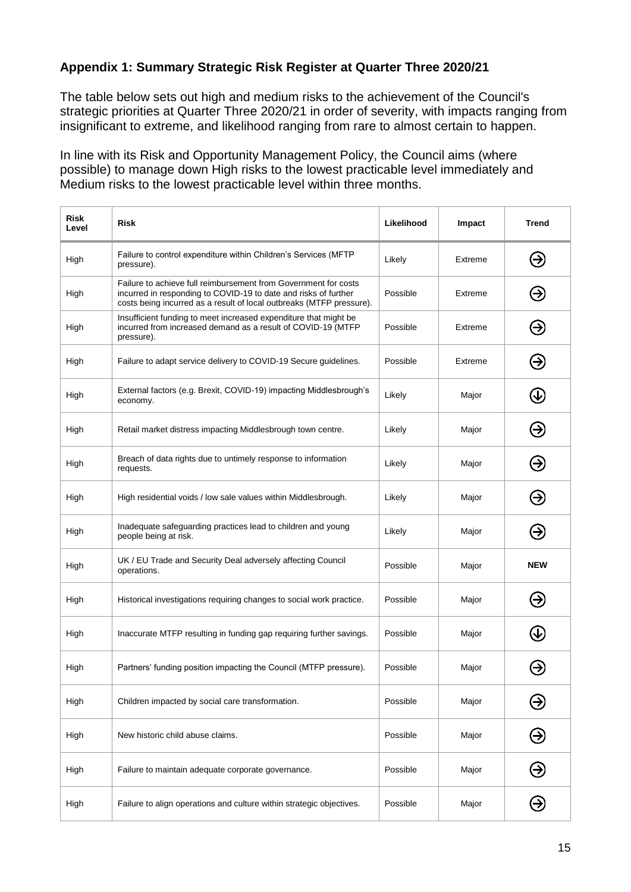## Appendix 1: Summary Strategic Risk Register at Quarter Three 2020/21

The table below sets out high and medium risks to the achievement of the Council's strategic priorities at Quarter Three 2020/21 in order of severity, with impacts ranging from insignificant to extreme, and likelihood ranging from rare to almost certain to happen.

In line with its Risk and Opportunity Management Policy, the Council aims (where possible) to manage down High risks to the lowest practicable level immediately and Medium risks to the lowest practicable level within three months.

| Risk Level | Risk | Likelihood | Impact | Trend |
|---|---|---|---|---|
| High | Failure to control expenditure within Children's Services (MFTP pressure). | Likely | Extreme | → |
| High | Failure to achieve full reimbursement from Government for costs incurred in responding to COVID-19 to date and risks of further costs being incurred as a result of local outbreaks (MTFP pressure). | Possible | Extreme | → |
| High | Insufficient funding to meet increased expenditure that might be incurred from increased demand as a result of COVID-19 (MTFP pressure). | Possible | Extreme | → |
| High | Failure to adapt service delivery to COVID-19 Secure guidelines. | Possible | Extreme | → |
| High | External factors (e.g. Brexit, COVID-19) impacting Middlesbrough's economy. | Likely | Major | ↓ |
| High | Retail market distress impacting Middlesbrough town centre. | Likely | Major | → |
| High | Breach of data rights due to untimely response to information requests. | Likely | Major | → |
| High | High residential voids / low sale values within Middlesbrough. | Likely | Major | → |
| High | Inadequate safeguarding practices lead to children and young people being at risk. | Likely | Major | → |
| High | UK / EU Trade and Security Deal adversely affecting Council operations. | Possible | Major | **NEW** |
| High | Historical investigations requiring changes to social work practice. | Possible | Major | → |
| High | Inaccurate MTFP resulting in funding gap requiring further savings. | Possible | Major | ↓ |
| High | Partners' funding position impacting the Council (MTFP pressure). | Possible | Major | → |
| High | Children impacted by social care transformation. | Possible | Major | → |
| High | New historic child abuse claims. | Possible | Major | → |
| High | Failure to maintain adequate corporate governance. | Possible | Major | → |
| High | Failure to align operations and culture within strategic objectives. | Possible | Major | → |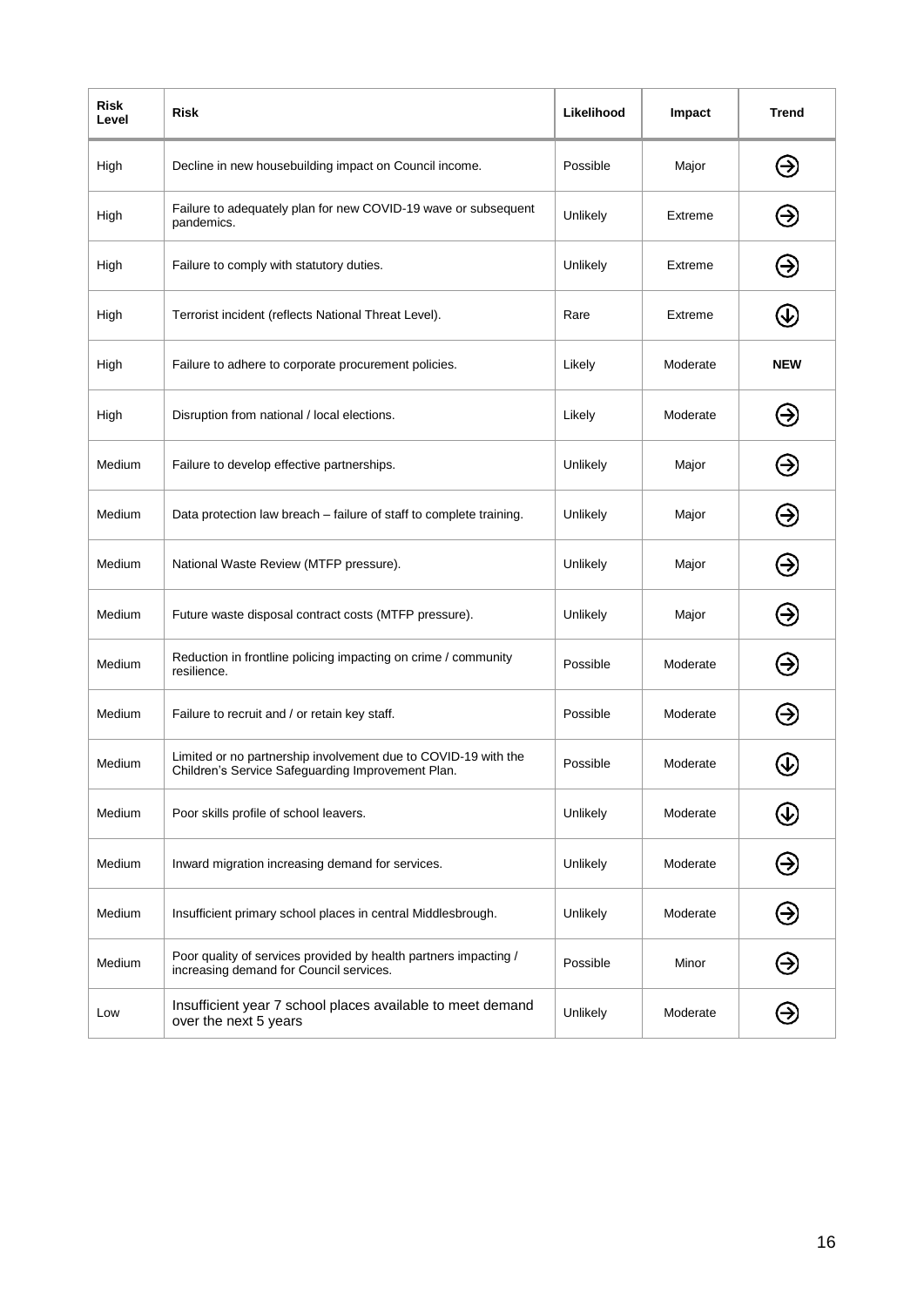| Risk Level | Risk | Likelihood | Impact | Trend |
|---|---|---|---|---|
| High | Decline in new housebuilding impact on Council income. | Possible | Major | → |
| High | Failure to adequately plan for new COVID-19 wave or subsequent pandemics. | Unlikely | Extreme | → |
| High | Failure to comply with statutory duties. | Unlikely | Extreme | → |
| High | Terrorist incident (reflects National Threat Level). | Rare | Extreme | ↓ |
| High | Failure to adhere to corporate procurement policies. | Likely | Moderate | **NEW** |
| High | Disruption from national / local elections. | Likely | Moderate | → |
| Medium | Failure to develop effective partnerships. | Unlikely | Major | → |
| Medium | Data protection law breach – failure of staff to complete training. | Unlikely | Major | → |
| Medium | National Waste Review (MTFP pressure). | Unlikely | Major | → |
| Medium | Future waste disposal contract costs (MTFP pressure). | Unlikely | Major | → |
| Medium | Reduction in frontline policing impacting on crime / community resilience. | Possible | Moderate | → |
| Medium | Failure to recruit and / or retain key staff. | Possible | Moderate | → |
| Medium | Limited or no partnership involvement due to COVID-19 with the Children's Service Safeguarding Improvement Plan. | Possible | Moderate | ↓ |
| Medium | Poor skills profile of school leavers. | Unlikely | Moderate | ↓ |
| Medium | Inward migration increasing demand for services. | Unlikely | Moderate | → |
| Medium | Insufficient primary school places in central Middlesbrough. | Unlikely | Moderate | → |
| Medium | Poor quality of services provided by health partners impacting / increasing demand for Council services. | Possible | Minor | → |
| Low | Insufficient year 7 school places available to meet demand over the next 5 years | Unlikely | Moderate | → |